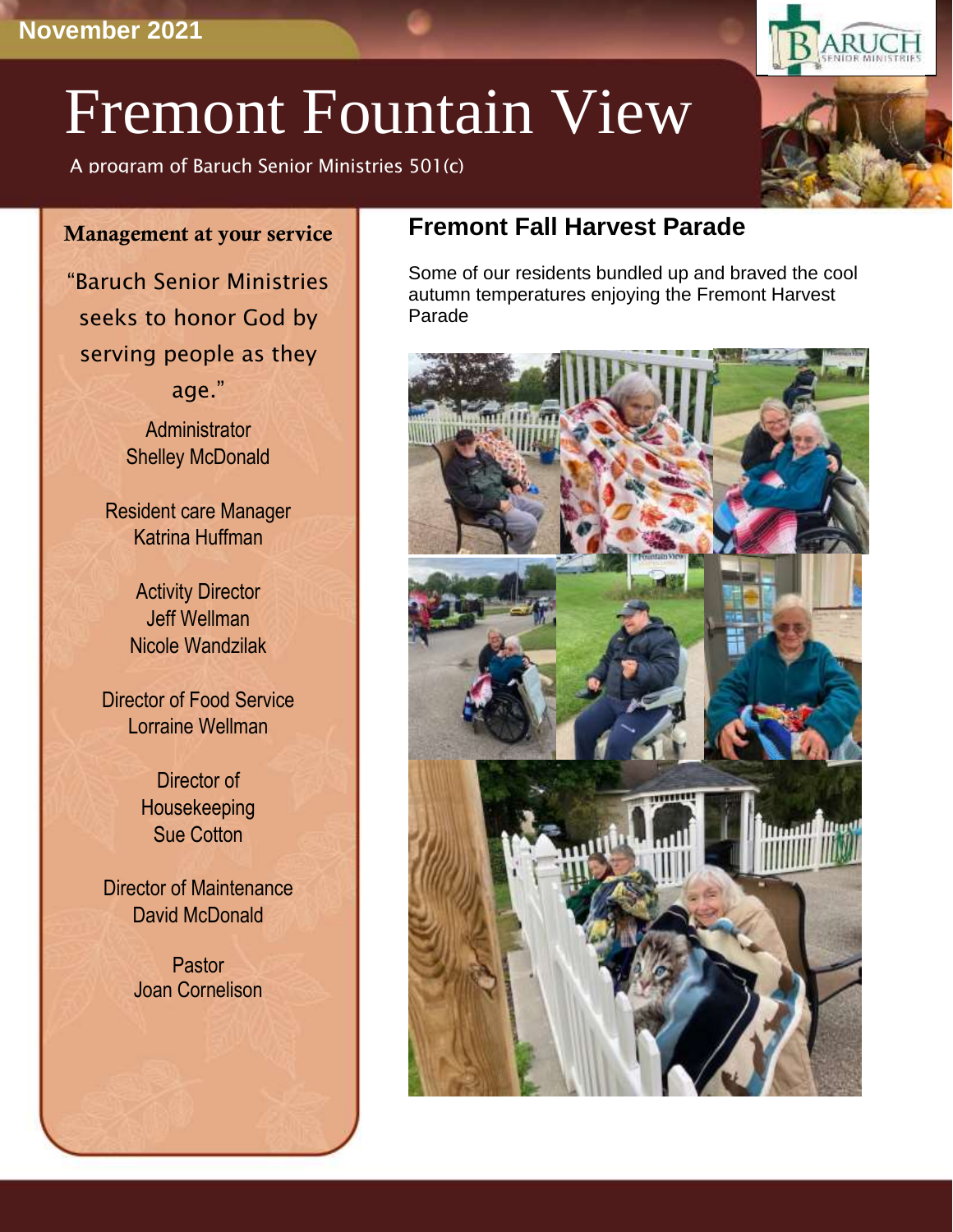November 2021

# Fremont Fountain View

A program of Baruch Senior Ministries 501(c)

### Management at your service

"Baruch Senior Ministries seeks to honor God by serving people as they age."

Administrator
Shelley McDonald

Resident care Manager
Katrina Huffman

Activity Director
Jeff Wellman
Nicole Wandzilak

Director of Food Service
Lorraine Wellman

Director of Housekeeping
Sue Cotton

Director of Maintenance
David McDonald

Pastor
Joan Cornelison

## Fremont Fall Harvest Parade

Some of our residents bundled up and braved the cool autumn temperatures enjoying the Fremont Harvest Parade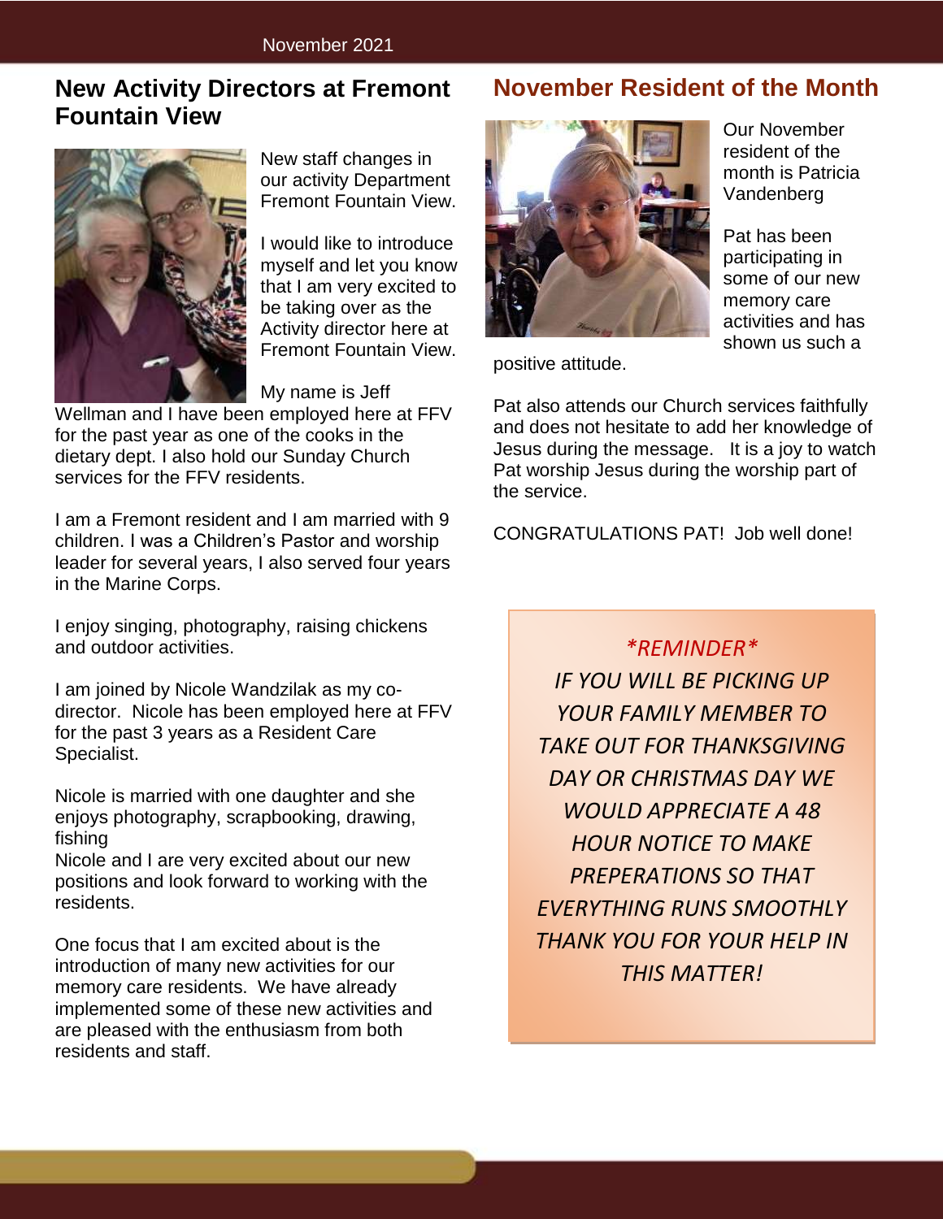## New Activity Directors at Fremont Fountain View

New staff changes in our activity Department Fremont Fountain View.

I would like to introduce myself and let you know that I am very excited to be taking over as the Activity director here at Fremont Fountain View.

My name is Jeff Wellman and I have been employed here at FFV for the past year as one of the cooks in the dietary dept. I also hold our Sunday Church services for the FFV residents.

I am a Fremont resident and I am married with 9 children. I was a Children's Pastor and worship leader for several years, I also served four years in the Marine Corps.

I enjoy singing, photography, raising chickens and outdoor activities.

I am joined by Nicole Wandzilak as my co-director. Nicole has been employed here at FFV for the past 3 years as a Resident Care Specialist.

Nicole is married with one daughter and she enjoys photography, scrapbooking, drawing, fishing
Nicole and I are very excited about our new positions and look forward to working with the residents.

One focus that I am excited about is the introduction of many new activities for our memory care residents. We have already implemented some of these new activities and are pleased with the enthusiasm from both residents and staff.

## November Resident of the Month

Our November resident of the month is Patricia Vandenberg

Pat has been participating in some of our new memory care activities and has shown us such a positive attitude.

Pat also attends our Church services faithfully and does not hesitate to add her knowledge of Jesus during the message. It is a joy to watch Pat worship Jesus during the worship part of the service.

CONGRATULATIONS PAT! Job well done!

*\*REMINDER\**

*IF YOU WILL BE PICKING UP YOUR FAMILY MEMBER TO TAKE OUT FOR THANKSGIVING DAY OR CHRISTMAS DAY WE WOULD APPRECIATE A 48 HOUR NOTICE TO MAKE PREPERATIONS SO THAT EVERYTHING RUNS SMOOTHLY THANK YOU FOR YOUR HELP IN THIS MATTER!*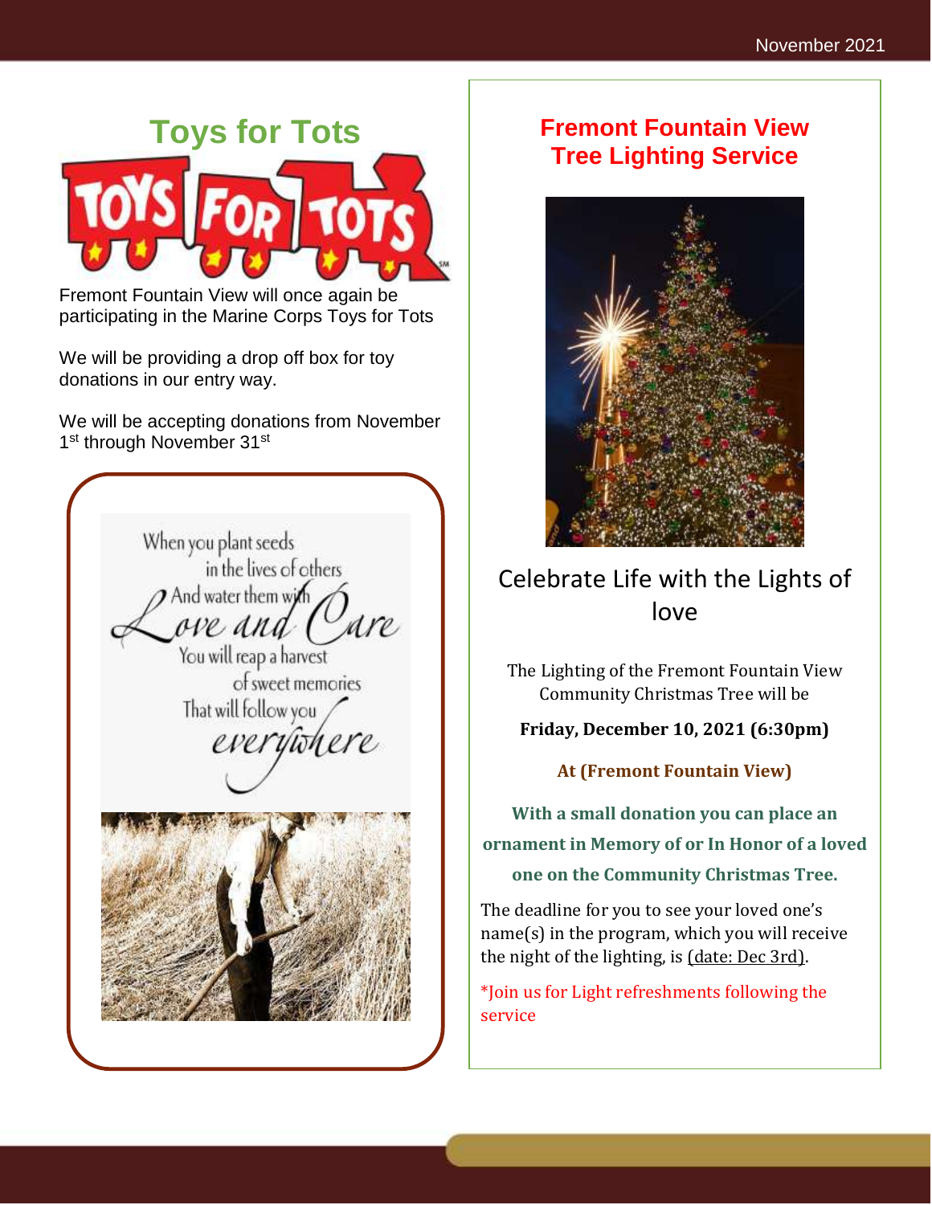## Toys for Tots

Fremont Fountain View will once again be participating in the Marine Corps Toys for Tots

We will be providing a drop off box for toy donations in our entry way.

We will be accepting donations from November 1st through November 31st

When you plant seeds in the lives of others And water them with *Love and Care* You will reap a harvest of sweet memories That will follow you *everywhere*

## Fremont Fountain View Tree Lighting Service

Celebrate Life with the Lights of love

The Lighting of the Fremont Fountain View Community Christmas Tree will be

**Friday, December 10, 2021 (6:30pm)**

**At (Fremont Fountain View)**

**With a small donation you can place an ornament in Memory of or In Honor of a loved one on the Community Christmas Tree.**

The deadline for you to see your loved one's name(s) in the program, which you will receive the night of the lighting, is (date: Dec 3rd).

*Join us for Light refreshments following the service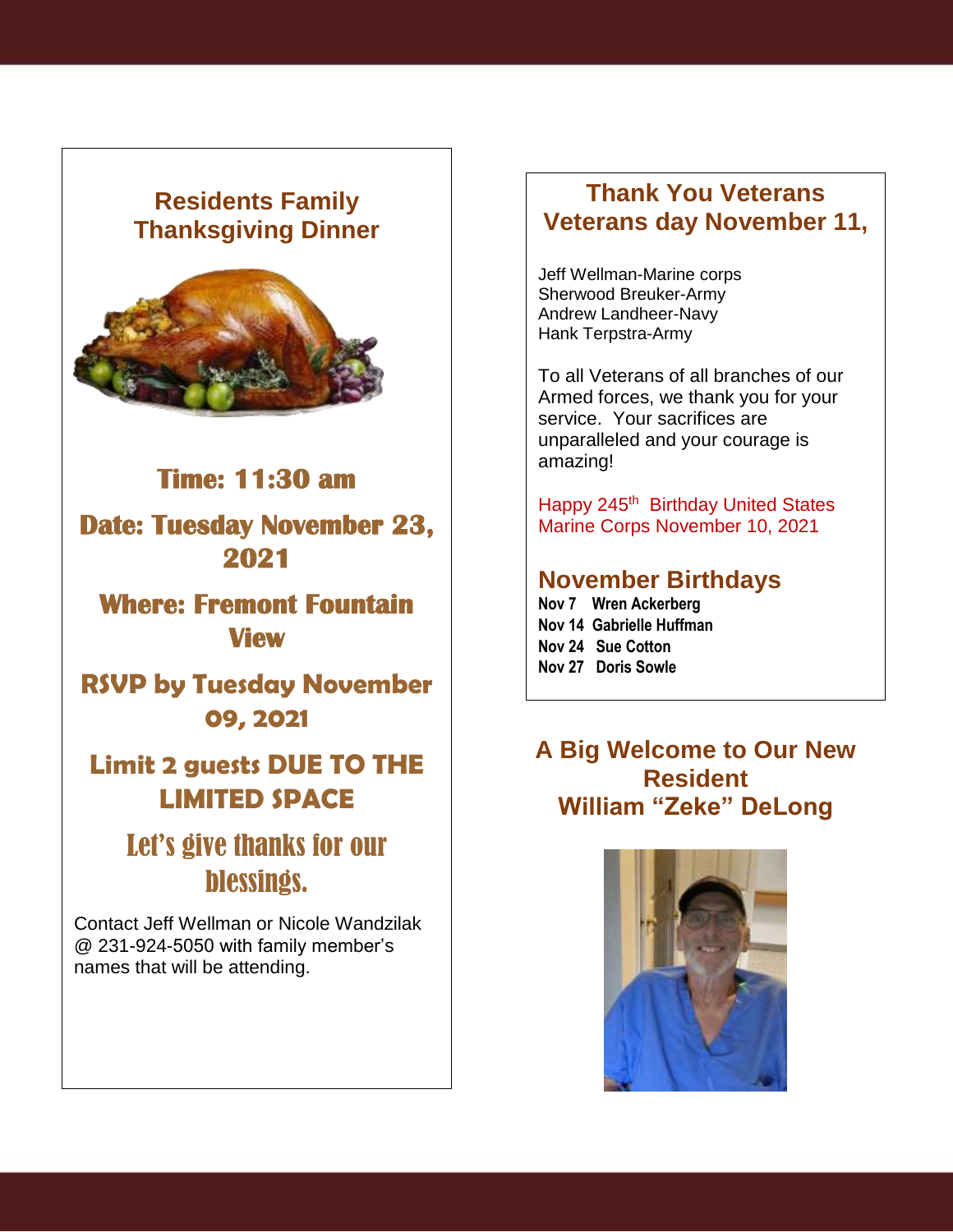## Residents Family Thanksgiving Dinner

**Time: 11:30 am**

**Date: Tuesday November 23, 2021**

**Where: Fremont Fountain View**

**RSVP by Tuesday November 09, 2021**

**Limit 2 guests DUE TO THE LIMITED SPACE**

Let's give thanks for our blessings.

Contact Jeff Wellman or Nicole Wandzilak @ 231-924-5050 with family member's names that will be attending.

## Thank You Veterans Veterans day November 11,

Jeff Wellman-Marine corps
Sherwood Breuker-Army
Andrew Landheer-Navy
Hank Terpstra-Army

To all Veterans of all branches of our Armed forces, we thank you for your service. Your sacrifices are unparalleled and your courage is amazing!

Happy 245th Birthday United States Marine Corps November 10, 2021

## November Birthdays

**Nov 7 Wren Ackerberg**
**Nov 14 Gabrielle Huffman**
**Nov 24 Sue Cotton**
**Nov 27 Doris Sowle**

## A Big Welcome to Our New Resident William "Zeke" DeLong